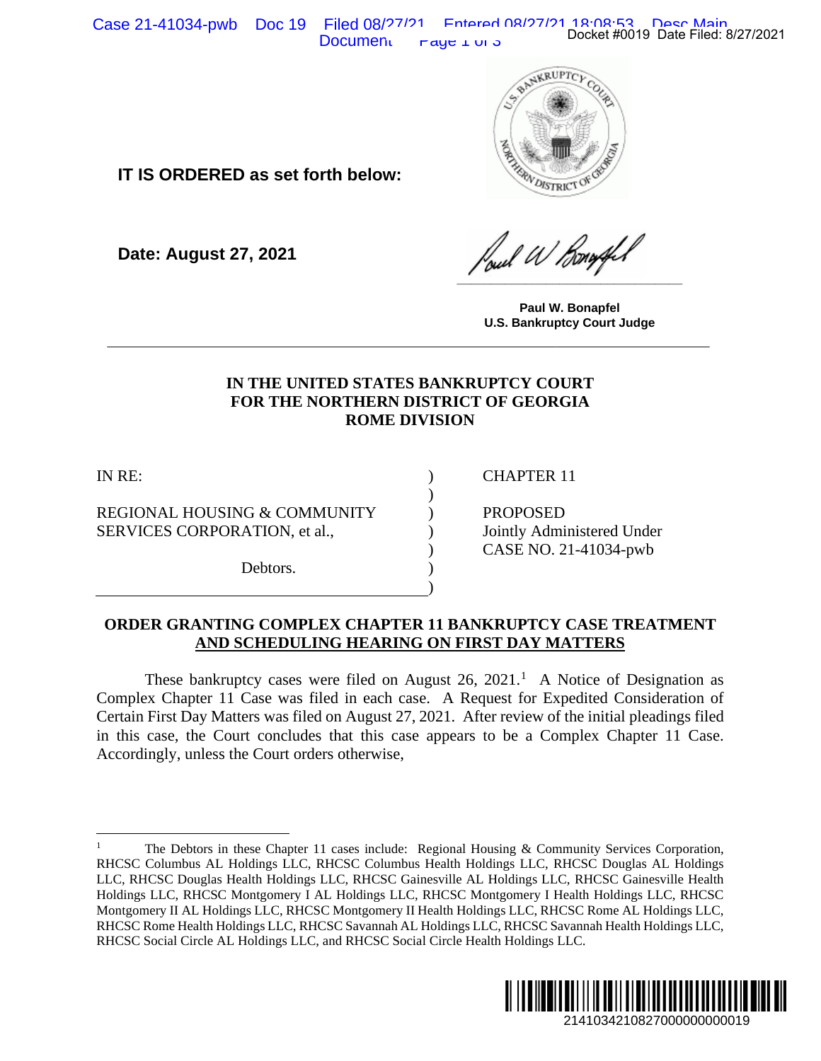IT IS ORDERED as set forth below:

Date: August 27, 2021

Paul W. Bonapfel
U.S. Bankruptcy Court Judge

---

**IN THE UNITED STATES BANKRUPTCY COURT**
**FOR THE NORTHERN DISTRICT OF GEORGIA**
**ROME DIVISION**

| | | |
|---|---|---|
| IN RE: | ) | CHAPTER 11 |
| | ) | |
| REGIONAL HOUSING & COMMUNITY SERVICES CORPORATION, et al., | ) | PROPOSED Jointly Administered Under CASE NO. 21-41034-pwb |
| | ) | |
| Debtors. | ) | |

**ORDER GRANTING COMPLEX CHAPTER 11 BANKRUPTCY CASE TREATMENT AND SCHEDULING HEARING ON FIRST DAY MATTERS**

These bankruptcy cases were filed on August 26, 2021.[1] A Notice of Designation as Complex Chapter 11 Case was filed in each case. A Request for Expedited Consideration of Certain First Day Matters was filed on August 27, 2021. After review of the initial pleadings filed in this case, the Court concludes that this case appears to be a Complex Chapter 11 Case. Accordingly, unless the Court orders otherwise,

---

[1] The Debtors in these Chapter 11 cases include: Regional Housing & Community Services Corporation, RHCSC Columbus AL Holdings LLC, RHCSC Columbus Health Holdings LLC, RHCSC Douglas AL Holdings LLC, RHCSC Douglas Health Holdings LLC, RHCSC Gainesville AL Holdings LLC, RHCSC Gainesville Health Holdings LLC, RHCSC Montgomery I AL Holdings LLC, RHCSC Montgomery I Health Holdings LLC, RHCSC Montgomery II AL Holdings LLC, RHCSC Montgomery II Health Holdings LLC, RHCSC Rome AL Holdings LLC, RHCSC Rome Health Holdings LLC, RHCSC Savannah AL Holdings LLC, RHCSC Savannah Health Holdings LLC, RHCSC Social Circle AL Holdings LLC, and RHCSC Social Circle Health Holdings LLC.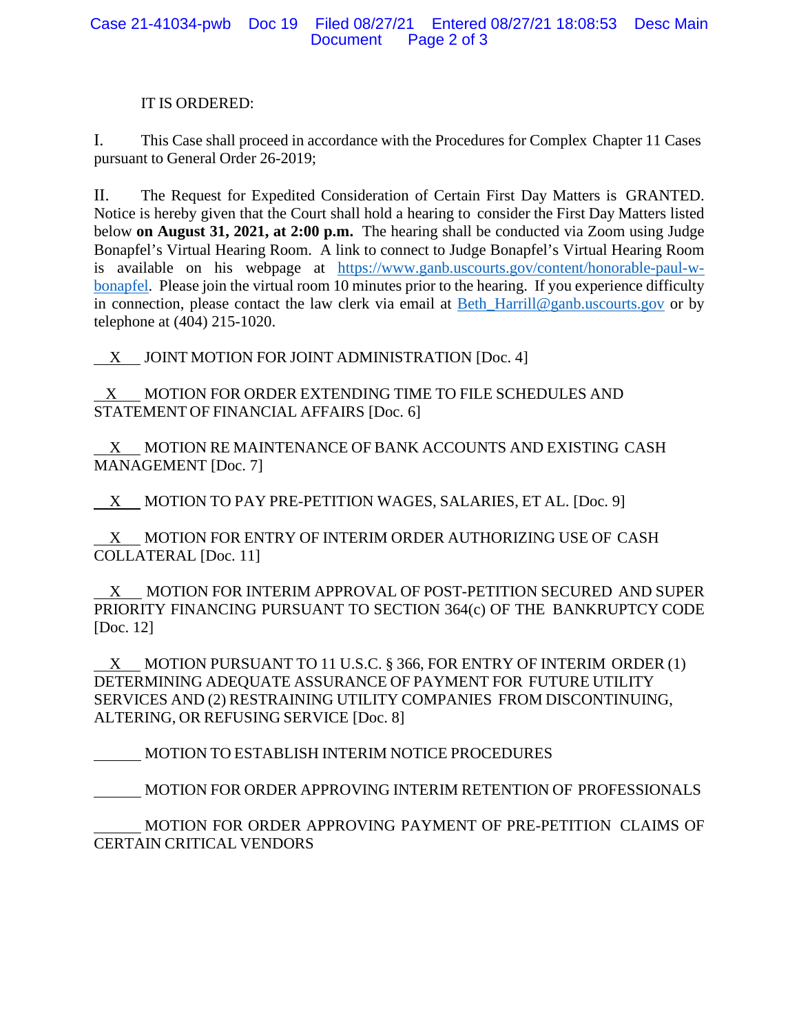IT IS ORDERED:

I. This Case shall proceed in accordance with the Procedures for Complex Chapter 11 Cases pursuant to General Order 26-2019;

II. The Request for Expedited Consideration of Certain First Day Matters is GRANTED. Notice is hereby given that the Court shall hold a hearing to consider the First Day Matters listed below **on August 31, 2021, at 2:00 p.m.** The hearing shall be conducted via Zoom using Judge Bonapfel's Virtual Hearing Room. A link to connect to Judge Bonapfel's Virtual Hearing Room is available on his webpage at https://www.ganb.uscourts.gov/content/honorable-paul-w-bonapfel. Please join the virtual room 10 minutes prior to the hearing. If you experience difficulty in connection, please contact the law clerk via email at Beth_Harrill@ganb.uscourts.gov or by telephone at (404) 215-1020.

__X__ JOINT MOTION FOR JOINT ADMINISTRATION [Doc. 4]

__X__ MOTION FOR ORDER EXTENDING TIME TO FILE SCHEDULES AND STATEMENT OF FINANCIAL AFFAIRS [Doc. 6]

__X__ MOTION RE MAINTENANCE OF BANK ACCOUNTS AND EXISTING CASH MANAGEMENT [Doc. 7]

__X__ MOTION TO PAY PRE-PETITION WAGES, SALARIES, ET AL. [Doc. 9]

__X__ MOTION FOR ENTRY OF INTERIM ORDER AUTHORIZING USE OF CASH COLLATERAL [Doc. 11]

__X__ MOTION FOR INTERIM APPROVAL OF POST-PETITION SECURED AND SUPER PRIORITY FINANCING PURSUANT TO SECTION 364(c) OF THE BANKRUPTCY CODE [Doc. 12]

__X__ MOTION PURSUANT TO 11 U.S.C. § 366, FOR ENTRY OF INTERIM ORDER (1) DETERMINING ADEQUATE ASSURANCE OF PAYMENT FOR FUTURE UTILITY SERVICES AND (2) RESTRAINING UTILITY COMPANIES FROM DISCONTINUING, ALTERING, OR REFUSING SERVICE [Doc. 8]

______ MOTION TO ESTABLISH INTERIM NOTICE PROCEDURES

______ MOTION FOR ORDER APPROVING INTERIM RETENTION OF PROFESSIONALS

______ MOTION FOR ORDER APPROVING PAYMENT OF PRE-PETITION CLAIMS OF CERTAIN CRITICAL VENDORS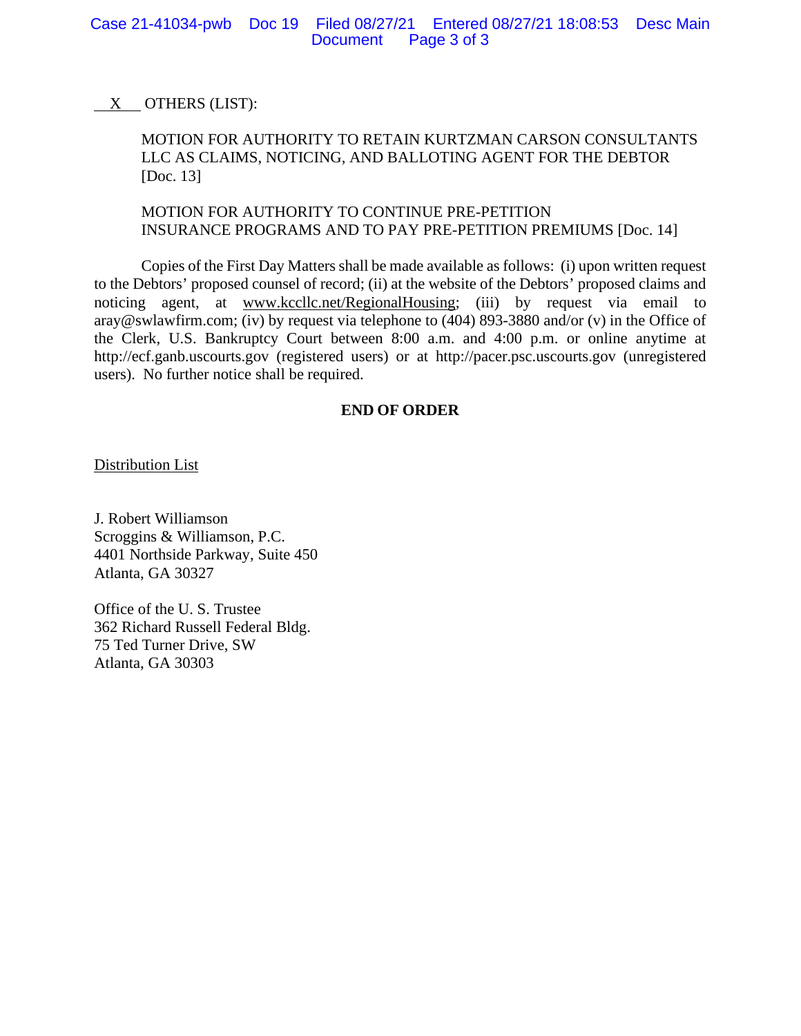__X__ OTHERS (LIST):

MOTION FOR AUTHORITY TO RETAIN KURTZMAN CARSON CONSULTANTS LLC AS CLAIMS, NOTICING, AND BALLOTING AGENT FOR THE DEBTOR [Doc. 13]

MOTION FOR AUTHORITY TO CONTINUE PRE-PETITION INSURANCE PROGRAMS AND TO PAY PRE-PETITION PREMIUMS [Doc. 14]

Copies of the First Day Matters shall be made available as follows: (i) upon written request to the Debtors' proposed counsel of record; (ii) at the website of the Debtors' proposed claims and noticing agent, at www.kccllc.net/RegionalHousing; (iii) by request via email to aray@swlawfirm.com; (iv) by request via telephone to (404) 893-3880 and/or (v) in the Office of the Clerk, U.S. Bankruptcy Court between 8:00 a.m. and 4:00 p.m. or online anytime at http://ecf.ganb.uscourts.gov (registered users) or at http://pacer.psc.uscourts.gov (unregistered users). No further notice shall be required.

**END OF ORDER**

Distribution List

J. Robert Williamson
Scroggins & Williamson, P.C.
4401 Northside Parkway, Suite 450
Atlanta, GA 30327

Office of the U. S. Trustee
362 Richard Russell Federal Bldg.
75 Ted Turner Drive, SW
Atlanta, GA 30303